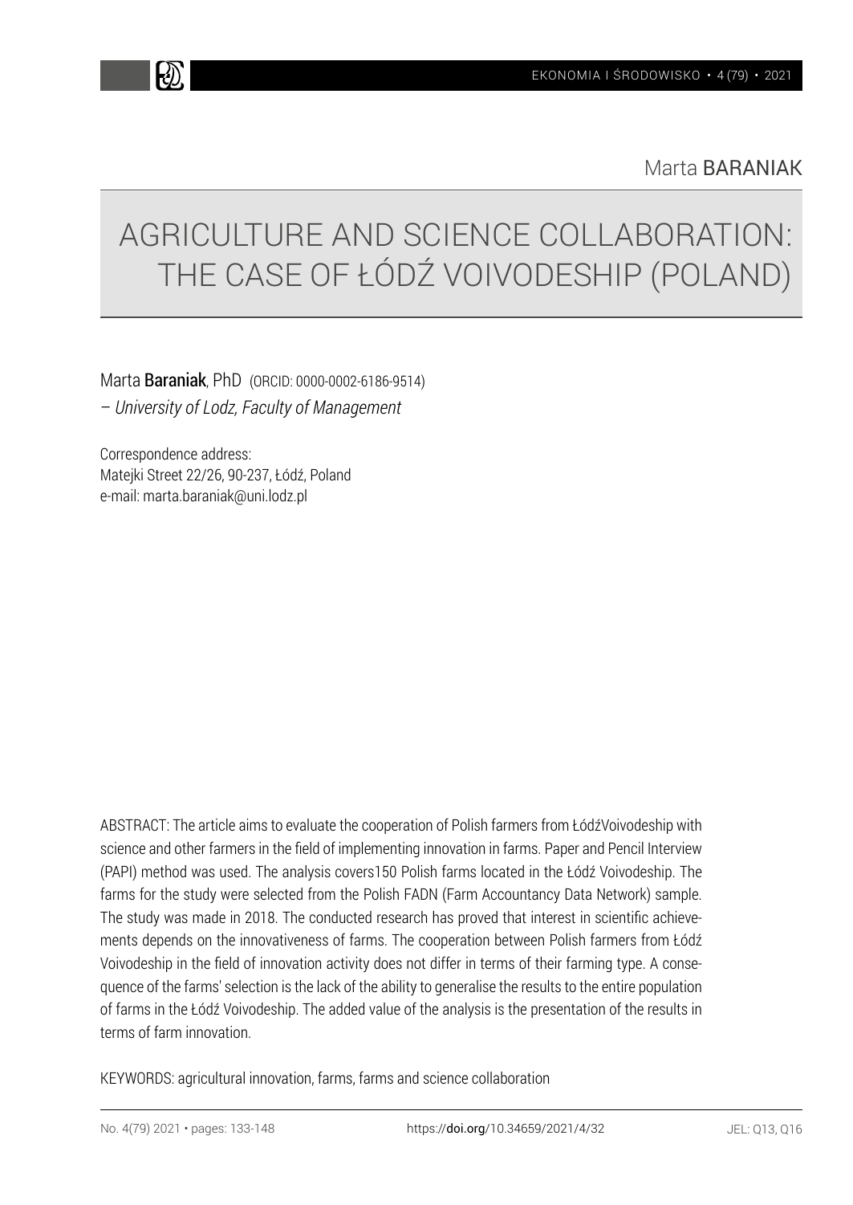Marta BARANIAK

# AGRICULTURE AND SCIENCE COLLABORATION: THE CASE OF ŁÓDŹ VOIVODESHIP (POLAND)

Marta **Baraniak**, PhD (ORCID: 0000-0002-6186-9514)
– *University of Lodz, Faculty of Management*

Correspondence address:
Matejki Street 22/26, 90-237, Łódź, Poland
e-mail: marta.baraniak@uni.lodz.pl

ABSTRACT: The article aims to evaluate the cooperation of Polish farmers from ŁódźVoivodeship with science and other farmers in the field of implementing innovation in farms. Paper and Pencil Interview (PAPI) method was used. The analysis covers150 Polish farms located in the Łódź Voivodeship. The farms for the study were selected from the Polish FADN (Farm Accountancy Data Network) sample. The study was made in 2018. The conducted research has proved that interest in scientific achievements depends on the innovativeness of farms. The cooperation between Polish farmers from Łódź Voivodeship in the field of innovation activity does not differ in terms of their farming type. A consequence of the farms' selection is the lack of the ability to generalise the results to the entire population of farms in the Łódź Voivodeship. The added value of the analysis is the presentation of the results in terms of farm innovation.

KEYWORDS: agricultural innovation, farms, farms and science collaboration

https://doi.org/10.34659/2021/4/32 JEL: Q13, Q16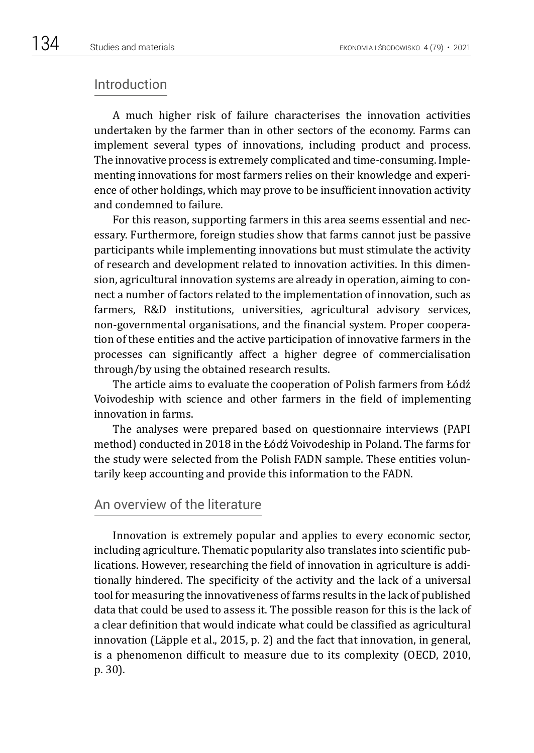## Introduction

A much higher risk of failure characterises the innovation activities undertaken by the farmer than in other sectors of the economy. Farms can implement several types of innovations, including product and process. The innovative process is extremely complicated and time-consuming. Implementing innovations for most farmers relies on their knowledge and experience of other holdings, which may prove to be insufficient innovation activity and condemned to failure.

For this reason, supporting farmers in this area seems essential and necessary. Furthermore, foreign studies show that farms cannot just be passive participants while implementing innovations but must stimulate the activity of research and development related to innovation activities. In this dimension, agricultural innovation systems are already in operation, aiming to connect a number of factors related to the implementation of innovation, such as farmers, R&D institutions, universities, agricultural advisory services, non-governmental organisations, and the financial system. Proper cooperation of these entities and the active participation of innovative farmers in the processes can significantly affect a higher degree of commercialisation through/by using the obtained research results.

The article aims to evaluate the cooperation of Polish farmers from Łódź Voivodeship with science and other farmers in the field of implementing innovation in farms.

The analyses were prepared based on questionnaire interviews (PAPI method) conducted in 2018 in the Łódź Voivodeship in Poland. The farms for the study were selected from the Polish FADN sample. These entities voluntarily keep accounting and provide this information to the FADN.

## An overview of the literature

Innovation is extremely popular and applies to every economic sector, including agriculture. Thematic popularity also translates into scientific publications. However, researching the field of innovation in agriculture is additionally hindered. The specificity of the activity and the lack of a universal tool for measuring the innovativeness of farms results in the lack of published data that could be used to assess it. The possible reason for this is the lack of a clear definition that would indicate what could be classified as agricultural innovation (Läpple et al., 2015, p. 2) and the fact that innovation, in general, is a phenomenon difficult to measure due to its complexity (OECD, 2010, p. 30).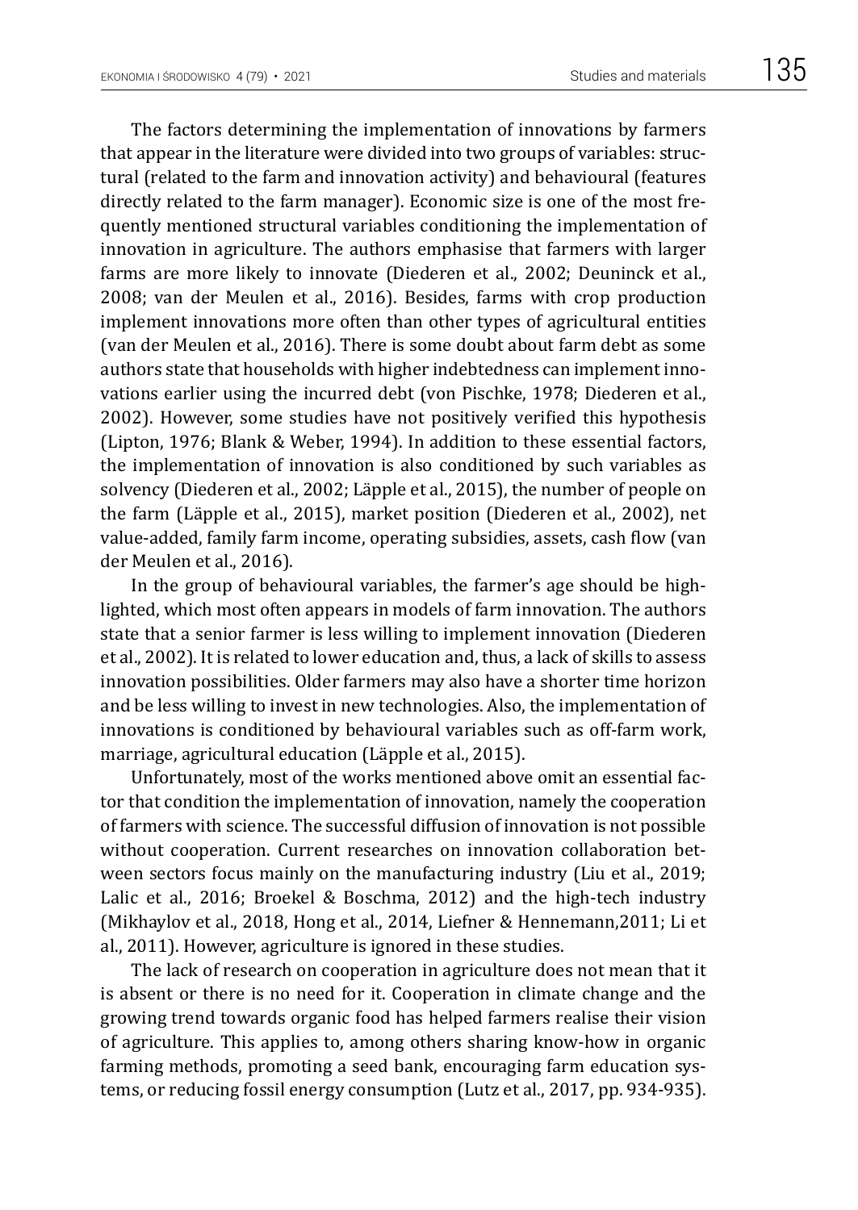The factors determining the implementation of innovations by farmers that appear in the literature were divided into two groups of variables: structural (related to the farm and innovation activity) and behavioural (features directly related to the farm manager). Economic size is one of the most frequently mentioned structural variables conditioning the implementation of innovation in agriculture. The authors emphasise that farmers with larger farms are more likely to innovate (Diederen et al., 2002; Deuninck et al., 2008; van der Meulen et al., 2016). Besides, farms with crop production implement innovations more often than other types of agricultural entities (van der Meulen et al., 2016). There is some doubt about farm debt as some authors state that households with higher indebtedness can implement innovations earlier using the incurred debt (von Pischke, 1978; Diederen et al., 2002). However, some studies have not positively verified this hypothesis (Lipton, 1976; Blank & Weber, 1994). In addition to these essential factors, the implementation of innovation is also conditioned by such variables as solvency (Diederen et al., 2002; Läpple et al., 2015), the number of people on the farm (Läpple et al., 2015), market position (Diederen et al., 2002), net value-added, family farm income, operating subsidies, assets, cash flow (van der Meulen et al., 2016).

In the group of behavioural variables, the farmer's age should be highlighted, which most often appears in models of farm innovation. The authors state that a senior farmer is less willing to implement innovation (Diederen et al., 2002). It is related to lower education and, thus, a lack of skills to assess innovation possibilities. Older farmers may also have a shorter time horizon and be less willing to invest in new technologies. Also, the implementation of innovations is conditioned by behavioural variables such as off-farm work, marriage, agricultural education (Läpple et al., 2015).

Unfortunately, most of the works mentioned above omit an essential factor that condition the implementation of innovation, namely the cooperation of farmers with science. The successful diffusion of innovation is not possible without cooperation. Current researches on innovation collaboration between sectors focus mainly on the manufacturing industry (Liu et al., 2019; Lalic et al., 2016; Broekel & Boschma, 2012) and the high-tech industry (Mikhaylov et al., 2018, Hong et al., 2014, Liefner & Hennemann,2011; Li et al., 2011). However, agriculture is ignored in these studies.

The lack of research on cooperation in agriculture does not mean that it is absent or there is no need for it. Cooperation in climate change and the growing trend towards organic food has helped farmers realise their vision of agriculture. This applies to, among others sharing know-how in organic farming methods, promoting a seed bank, encouraging farm education systems, or reducing fossil energy consumption (Lutz et al., 2017, pp. 934-935).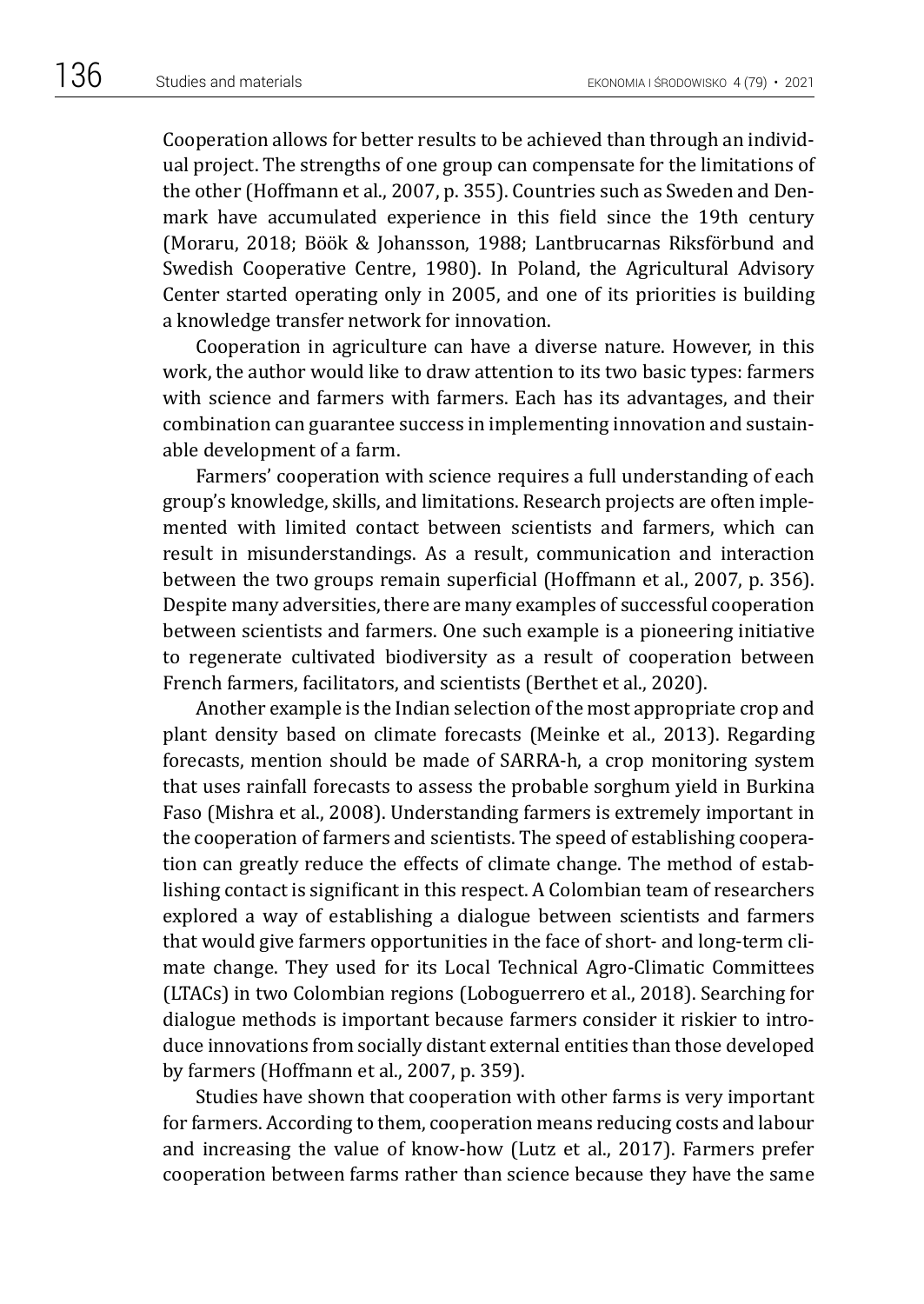Cooperation allows for better results to be achieved than through an individual project. The strengths of one group can compensate for the limitations of the other (Hoffmann et al., 2007, p. 355). Countries such as Sweden and Denmark have accumulated experience in this field since the 19th century (Moraru, 2018; Böök & Johansson, 1988; Lantbrucarnas Riksförbund and Swedish Cooperative Centre, 1980). In Poland, the Agricultural Advisory Center started operating only in 2005, and one of its priorities is building a knowledge transfer network for innovation.

Cooperation in agriculture can have a diverse nature. However, in this work, the author would like to draw attention to its two basic types: farmers with science and farmers with farmers. Each has its advantages, and their combination can guarantee success in implementing innovation and sustainable development of a farm.

Farmers' cooperation with science requires a full understanding of each group's knowledge, skills, and limitations. Research projects are often implemented with limited contact between scientists and farmers, which can result in misunderstandings. As a result, communication and interaction between the two groups remain superficial (Hoffmann et al., 2007, p. 356). Despite many adversities, there are many examples of successful cooperation between scientists and farmers. One such example is a pioneering initiative to regenerate cultivated biodiversity as a result of cooperation between French farmers, facilitators, and scientists (Berthet et al., 2020).

Another example is the Indian selection of the most appropriate crop and plant density based on climate forecasts (Meinke et al., 2013). Regarding forecasts, mention should be made of SARRA-h, a crop monitoring system that uses rainfall forecasts to assess the probable sorghum yield in Burkina Faso (Mishra et al., 2008). Understanding farmers is extremely important in the cooperation of farmers and scientists. The speed of establishing cooperation can greatly reduce the effects of climate change. The method of establishing contact is significant in this respect. A Colombian team of researchers explored a way of establishing a dialogue between scientists and farmers that would give farmers opportunities in the face of short- and long-term climate change. They used for its Local Technical Agro-Climatic Committees (LTACs) in two Colombian regions (Loboguerrero et al., 2018). Searching for dialogue methods is important because farmers consider it riskier to introduce innovations from socially distant external entities than those developed by farmers (Hoffmann et al., 2007, p. 359).

Studies have shown that cooperation with other farms is very important for farmers. According to them, cooperation means reducing costs and labour and increasing the value of know-how (Lutz et al., 2017). Farmers prefer cooperation between farms rather than science because they have the same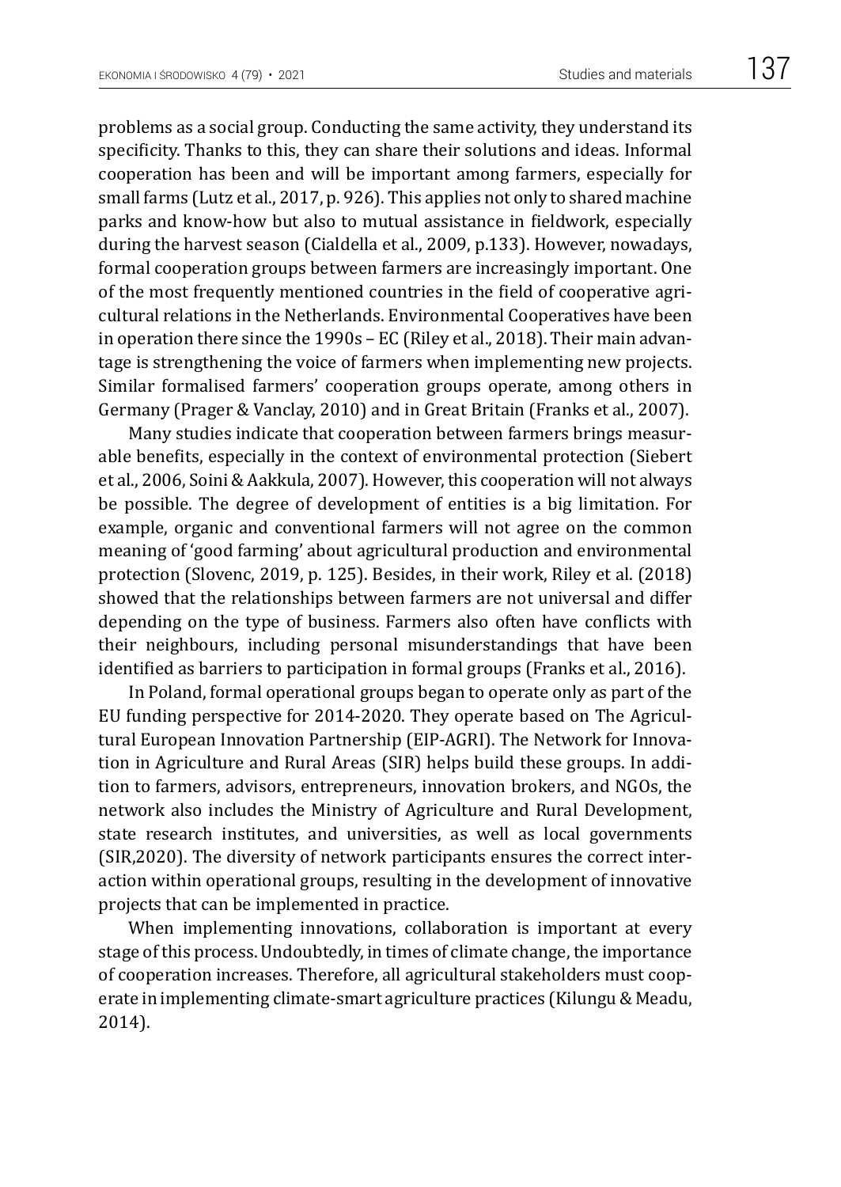problems as a social group. Conducting the same activity, they understand its specificity. Thanks to this, they can share their solutions and ideas. Informal cooperation has been and will be important among farmers, especially for small farms (Lutz et al., 2017, p. 926). This applies not only to shared machine parks and know-how but also to mutual assistance in fieldwork, especially during the harvest season (Cialdella et al., 2009, p.133). However, nowadays, formal cooperation groups between farmers are increasingly important. One of the most frequently mentioned countries in the field of cooperative agricultural relations in the Netherlands. Environmental Cooperatives have been in operation there since the 1990s – EC (Riley et al., 2018). Their main advantage is strengthening the voice of farmers when implementing new projects. Similar formalised farmers' cooperation groups operate, among others in Germany (Prager & Vanclay, 2010) and in Great Britain (Franks et al., 2007).

Many studies indicate that cooperation between farmers brings measurable benefits, especially in the context of environmental protection (Siebert et al., 2006, Soini & Aakkula, 2007). However, this cooperation will not always be possible. The degree of development of entities is a big limitation. For example, organic and conventional farmers will not agree on the common meaning of 'good farming' about agricultural production and environmental protection (Slovenc, 2019, p. 125). Besides, in their work, Riley et al. (2018) showed that the relationships between farmers are not universal and differ depending on the type of business. Farmers also often have conflicts with their neighbours, including personal misunderstandings that have been identified as barriers to participation in formal groups (Franks et al., 2016).

In Poland, formal operational groups began to operate only as part of the EU funding perspective for 2014-2020. They operate based on The Agricultural European Innovation Partnership (EIP-AGRI). The Network for Innovation in Agriculture and Rural Areas (SIR) helps build these groups. In addition to farmers, advisors, entrepreneurs, innovation brokers, and NGOs, the network also includes the Ministry of Agriculture and Rural Development, state research institutes, and universities, as well as local governments (SIR,2020). The diversity of network participants ensures the correct interaction within operational groups, resulting in the development of innovative projects that can be implemented in practice.

When implementing innovations, collaboration is important at every stage of this process. Undoubtedly, in times of climate change, the importance of cooperation increases. Therefore, all agricultural stakeholders must cooperate in implementing climate-smart agriculture practices (Kilungu & Meadu, 2014).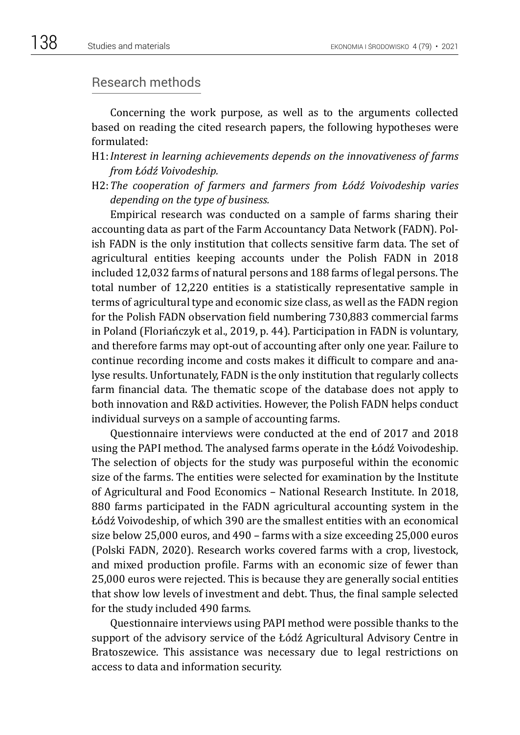## Research methods

Concerning the work purpose, as well as to the arguments collected based on reading the cited research papers, the following hypotheses were formulated:

H1: *Interest in learning achievements depends on the innovativeness of farms from Łódź Voivodeship.*

H2: *The cooperation of farmers and farmers from Łódź Voivodeship varies depending on the type of business.*

Empirical research was conducted on a sample of farms sharing their accounting data as part of the Farm Accountancy Data Network (FADN). Polish FADN is the only institution that collects sensitive farm data. The set of agricultural entities keeping accounts under the Polish FADN in 2018 included 12,032 farms of natural persons and 188 farms of legal persons. The total number of 12,220 entities is a statistically representative sample in terms of agricultural type and economic size class, as well as the FADN region for the Polish FADN observation field numbering 730,883 commercial farms in Poland (Floriańczyk et al., 2019, p. 44). Participation in FADN is voluntary, and therefore farms may opt-out of accounting after only one year. Failure to continue recording income and costs makes it difficult to compare and analyse results. Unfortunately, FADN is the only institution that regularly collects farm financial data. The thematic scope of the database does not apply to both innovation and R&D activities. However, the Polish FADN helps conduct individual surveys on a sample of accounting farms.

Questionnaire interviews were conducted at the end of 2017 and 2018 using the PAPI method. The analysed farms operate in the Łódź Voivodeship. The selection of objects for the study was purposeful within the economic size of the farms. The entities were selected for examination by the Institute of Agricultural and Food Economics – National Research Institute. In 2018, 880 farms participated in the FADN agricultural accounting system in the Łódź Voivodeship, of which 390 are the smallest entities with an economical size below 25,000 euros, and 490 – farms with a size exceeding 25,000 euros (Polski FADN, 2020). Research works covered farms with a crop, livestock, and mixed production profile. Farms with an economic size of fewer than 25,000 euros were rejected. This is because they are generally social entities that show low levels of investment and debt. Thus, the final sample selected for the study included 490 farms.

Questionnaire interviews using PAPI method were possible thanks to the support of the advisory service of the Łódź Agricultural Advisory Centre in Bratoszewice. This assistance was necessary due to legal restrictions on access to data and information security.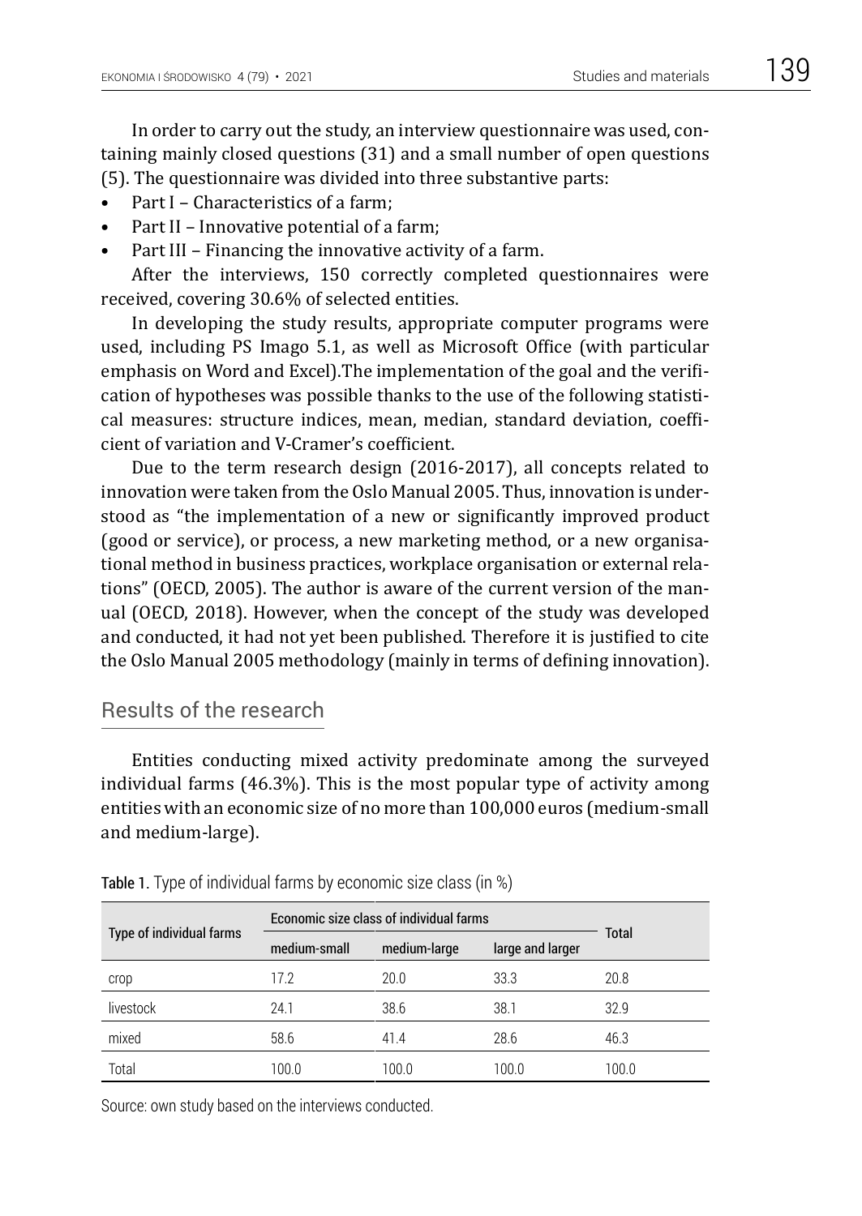In order to carry out the study, an interview questionnaire was used, containing mainly closed questions (31) and a small number of open questions (5). The questionnaire was divided into three substantive parts:

- Part I – Characteristics of a farm;
- Part II – Innovative potential of a farm;
- Part III – Financing the innovative activity of a farm.

After the interviews, 150 correctly completed questionnaires were received, covering 30.6% of selected entities.

In developing the study results, appropriate computer programs were used, including PS Imago 5.1, as well as Microsoft Office (with particular emphasis on Word and Excel).The implementation of the goal and the verification of hypotheses was possible thanks to the use of the following statistical measures: structure indices, mean, median, standard deviation, coefficient of variation and V-Cramer's coefficient.

Due to the term research design (2016-2017), all concepts related to innovation were taken from the Oslo Manual 2005. Thus, innovation is understood as "the implementation of a new or significantly improved product (good or service), or process, a new marketing method, or a new organisational method in business practices, workplace organisation or external relations" (OECD, 2005). The author is aware of the current version of the manual (OECD, 2018). However, when the concept of the study was developed and conducted, it had not yet been published. Therefore it is justified to cite the Oslo Manual 2005 methodology (mainly in terms of defining innovation).

## Results of the research

Entities conducting mixed activity predominate among the surveyed individual farms (46.3%). This is the most popular type of activity among entities with an economic size of no more than 100,000 euros (medium-small and medium-large).

**Table 1.** Type of individual farms by economic size class (in %)

| Type of individual farms | Economic size class of individual farms | | | Total |
|---|---|---|---|---|
| | medium-small | medium-large | large and larger | |
| crop | 17.2 | 20.0 | 33.3 | 20.8 |
| livestock | 24.1 | 38.6 | 38.1 | 32.9 |
| mixed | 58.6 | 41.4 | 28.6 | 46.3 |
| Total | 100.0 | 100.0 | 100.0 | 100.0 |

Source: own study based on the interviews conducted.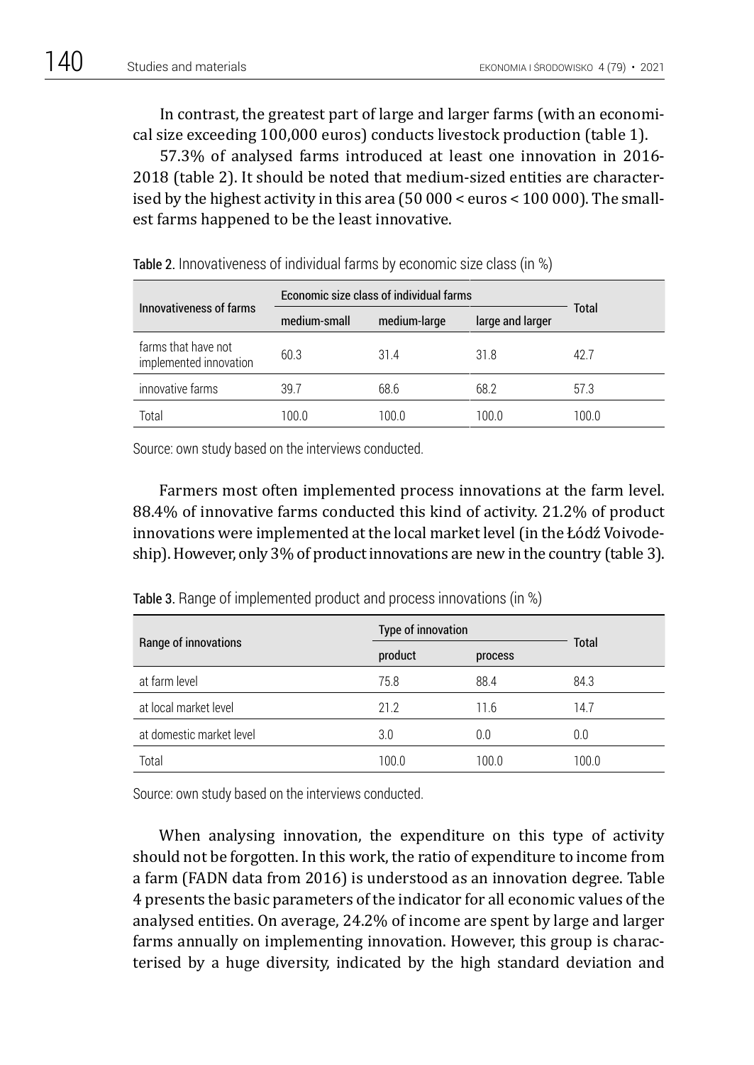In contrast, the greatest part of large and larger farms (with an economical size exceeding 100,000 euros) conducts livestock production (table 1).

57.3% of analysed farms introduced at least one innovation in 2016-2018 (table 2). It should be noted that medium-sized entities are characterised by the highest activity in this area (50 000 < euros < 100 000). The smallest farms happened to be the least innovative.

Table 2. Innovativeness of individual farms by economic size class (in %)

| Innovativeness of farms | Economic size class of individual farms | | | Total |
|---|---|---|---|---|
| | medium-small | medium-large | large and larger | |
| farms that have not implemented innovation | 60.3 | 31.4 | 31.8 | 42.7 |
| innovative farms | 39.7 | 68.6 | 68.2 | 57.3 |
| Total | 100.0 | 100.0 | 100.0 | 100.0 |

Source: own study based on the interviews conducted.

Farmers most often implemented process innovations at the farm level. 88.4% of innovative farms conducted this kind of activity. 21.2% of product innovations were implemented at the local market level (in the Łódź Voivodeship). However, only 3% of product innovations are new in the country (table 3).

Table 3. Range of implemented product and process innovations (in %)

| Range of innovations | Type of innovation | | Total |
|---|---|---|---|
| | product | process | |
| at farm level | 75.8 | 88.4 | 84.3 |
| at local market level | 21.2 | 11.6 | 14.7 |
| at domestic market level | 3.0 | 0.0 | 0.0 |
| Total | 100.0 | 100.0 | 100.0 |

Source: own study based on the interviews conducted.

When analysing innovation, the expenditure on this type of activity should not be forgotten. In this work, the ratio of expenditure to income from a farm (FADN data from 2016) is understood as an innovation degree. Table 4 presents the basic parameters of the indicator for all economic values of the analysed entities. On average, 24.2% of income are spent by large and larger farms annually on implementing innovation. However, this group is characterised by a huge diversity, indicated by the high standard deviation and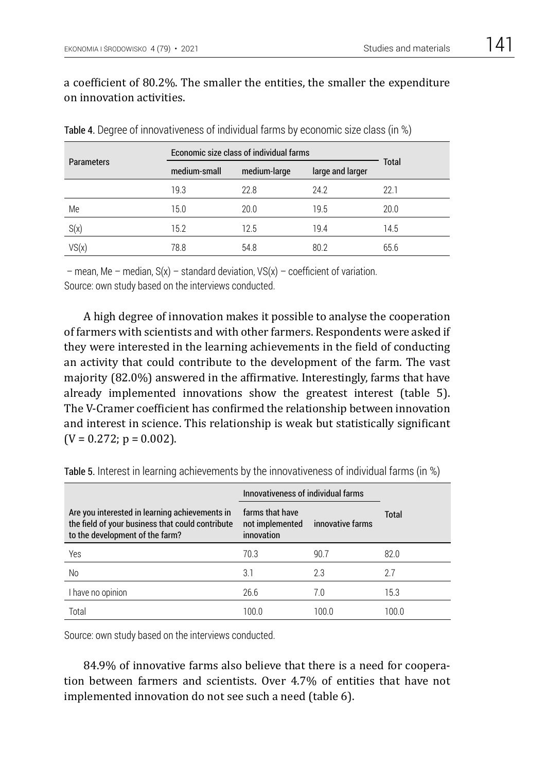a coefficient of 80.2%. The smaller the entities, the smaller the expenditure on innovation activities.

Table 4. Degree of innovativeness of individual farms by economic size class (in %)

| Parameters | Economic size class of individual farms | | | Total |
|---|---|---|---|---|
| | medium-small | medium-large | large and larger | |
| | 19.3 | 22.8 | 24.2 | 22.1 |
| Me | 15.0 | 20.0 | 19.5 | 20.0 |
| S(x) | 15.2 | 12.5 | 19.4 | 14.5 |
| VS(x) | 78.8 | 54.8 | 80.2 | 65.6 |

– mean, Me – median, S(x) – standard deviation, VS(x) – coefficient of variation.
Source: own study based on the interviews conducted.

A high degree of innovation makes it possible to analyse the cooperation of farmers with scientists and with other farmers. Respondents were asked if they were interested in the learning achievements in the field of conducting an activity that could contribute to the development of the farm. The vast majority (82.0%) answered in the affirmative. Interestingly, farms that have already implemented innovations show the greatest interest (table 5). The V-Cramer coefficient has confirmed the relationship between innovation and interest in science. This relationship is weak but statistically significant ($V = 0.272$; $p = 0.002$).

Table 5. Interest in learning achievements by the innovativeness of individual farms (in %)

| Are you interested in learning achievements in the field of your business that could contribute to the development of the farm? | Innovativeness of individual farms | | Total |
|---|---|---|---|
| | farms that have not implemented innovation | innovative farms | |
| Yes | 70.3 | 90.7 | 82.0 |
| No | 3.1 | 2.3 | 2.7 |
| I have no opinion | 26.6 | 7.0 | 15.3 |
| Total | 100.0 | 100.0 | 100.0 |

Source: own study based on the interviews conducted.

84.9% of innovative farms also believe that there is a need for cooperation between farmers and scientists. Over 4.7% of entities that have not implemented innovation do not see such a need (table 6).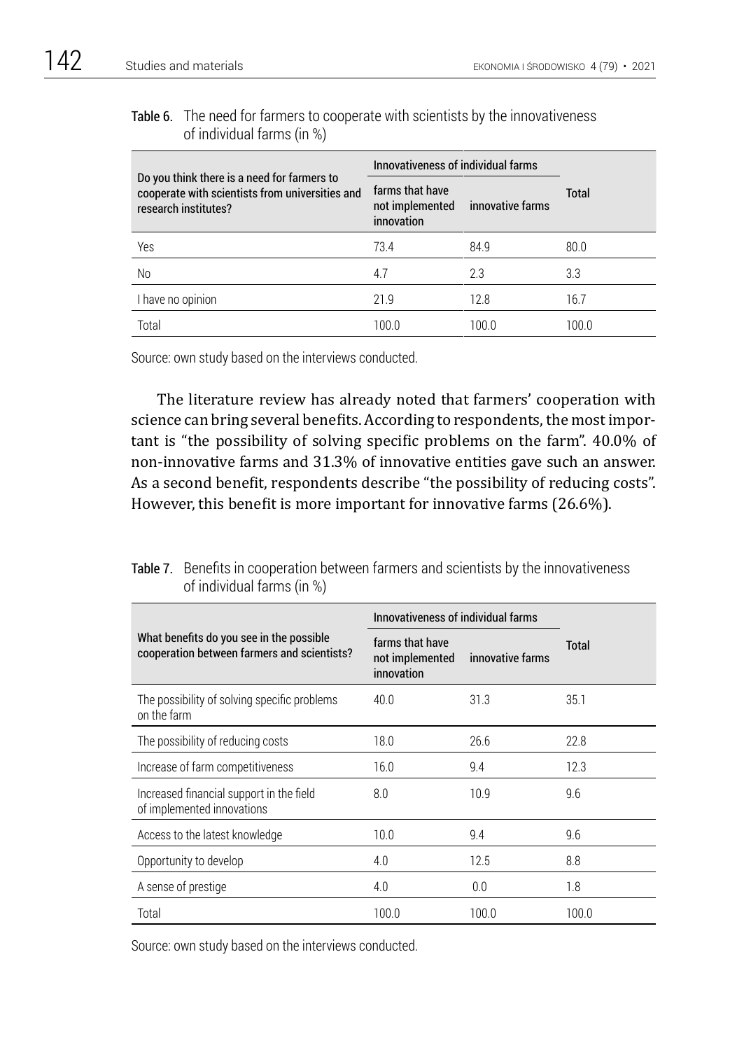**Table 6.** The need for farmers to cooperate with scientists by the innovativeness of individual farms (in %)

| Do you think there is a need for farmers to cooperate with scientists from universities and research institutes? | Innovativeness of individual farms | | Total |
|---|---|---|---|
| | farms that have not implemented innovation | innovative farms | |
| Yes | 73.4 | 84.9 | 80.0 |
| No | 4.7 | 2.3 | 3.3 |
| I have no opinion | 21.9 | 12.8 | 16.7 |
| Total | 100.0 | 100.0 | 100.0 |

Source: own study based on the interviews conducted.

The literature review has already noted that farmers' cooperation with science can bring several benefits. According to respondents, the most important is "the possibility of solving specific problems on the farm". 40.0% of non-innovative farms and 31.3% of innovative entities gave such an answer. As a second benefit, respondents describe "the possibility of reducing costs". However, this benefit is more important for innovative farms (26.6%).

**Table 7.** Benefits in cooperation between farmers and scientists by the innovativeness of individual farms (in %)

| What benefits do you see in the possible cooperation between farmers and scientists? | Innovativeness of individual farms | | Total |
|---|---|---|---|
| | farms that have not implemented innovation | innovative farms | |
| The possibility of solving specific problems on the farm | 40.0 | 31.3 | 35.1 |
| The possibility of reducing costs | 18.0 | 26.6 | 22.8 |
| Increase of farm competitiveness | 16.0 | 9.4 | 12.3 |
| Increased financial support in the field of implemented innovations | 8.0 | 10.9 | 9.6 |
| Access to the latest knowledge | 10.0 | 9.4 | 9.6 |
| Opportunity to develop | 4.0 | 12.5 | 8.8 |
| A sense of prestige | 4.0 | 0.0 | 1.8 |
| Total | 100.0 | 100.0 | 100.0 |

Source: own study based on the interviews conducted.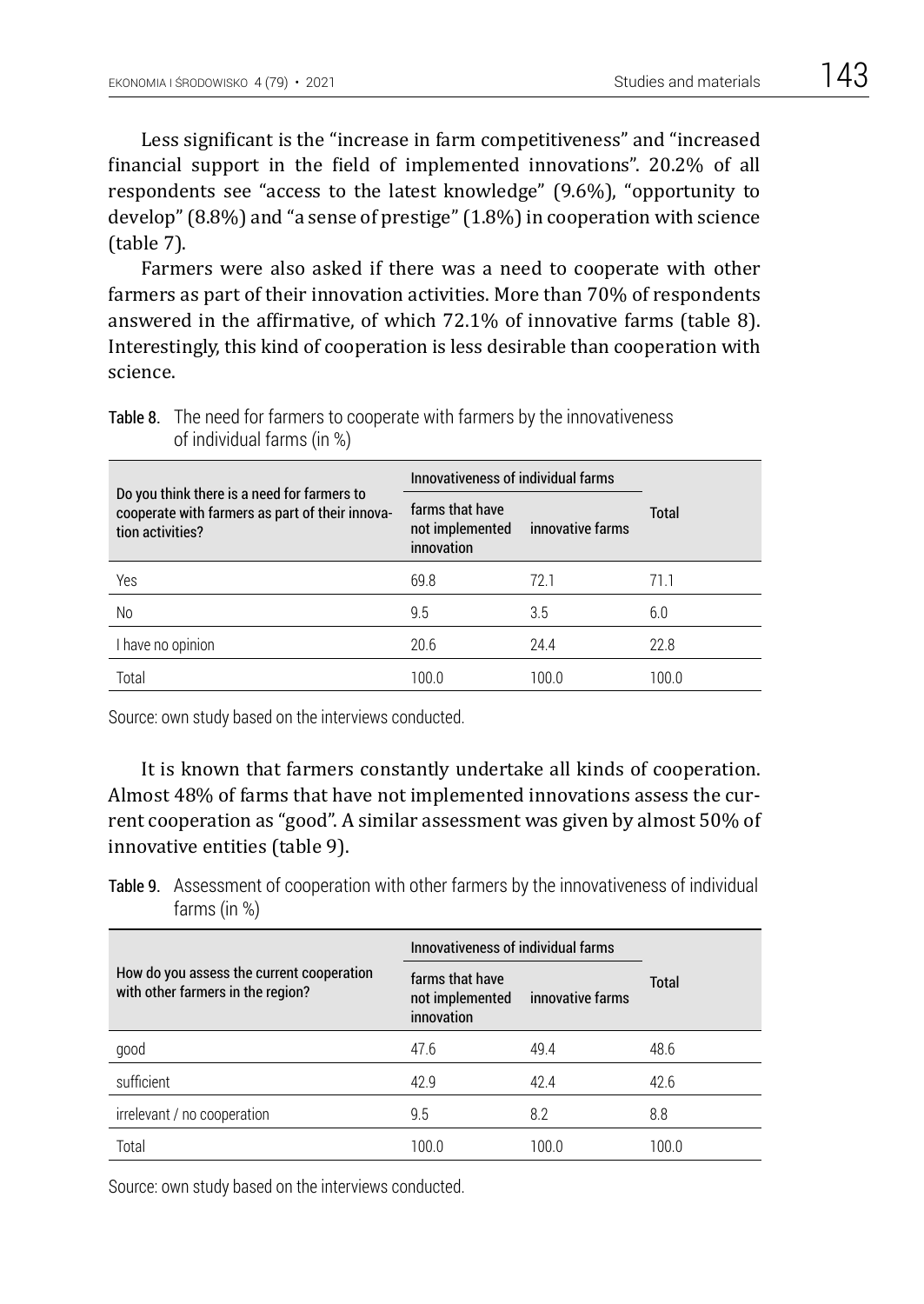Less significant is the "increase in farm competitiveness" and "increased financial support in the field of implemented innovations". 20.2% of all respondents see "access to the latest knowledge" (9.6%), "opportunity to develop" (8.8%) and "a sense of prestige" (1.8%) in cooperation with science (table 7).

Farmers were also asked if there was a need to cooperate with other farmers as part of their innovation activities. More than 70% of respondents answered in the affirmative, of which 72.1% of innovative farms (table 8). Interestingly, this kind of cooperation is less desirable than cooperation with science.

**Table 8.** The need for farmers to cooperate with farmers by the innovativeness of individual farms (in %)

| Do you think there is a need for farmers to cooperate with farmers as part of their innovation activities? | Innovativeness of individual farms | | Total |
|---|---|---|---|
| | farms that have not implemented innovation | innovative farms | |
| Yes | 69.8 | 72.1 | 71.1 |
| No | 9.5 | 3.5 | 6.0 |
| I have no opinion | 20.6 | 24.4 | 22.8 |
| Total | 100.0 | 100.0 | 100.0 |

Source: own study based on the interviews conducted.

It is known that farmers constantly undertake all kinds of cooperation. Almost 48% of farms that have not implemented innovations assess the current cooperation as "good". A similar assessment was given by almost 50% of innovative entities (table 9).

**Table 9.** Assessment of cooperation with other farmers by the innovativeness of individual farms (in %)

| How do you assess the current cooperation with other farmers in the region? | Innovativeness of individual farms | | Total |
|---|---|---|---|
| | farms that have not implemented innovation | innovative farms | |
| good | 47.6 | 49.4 | 48.6 |
| sufficient | 42.9 | 42.4 | 42.6 |
| irrelevant / no cooperation | 9.5 | 8.2 | 8.8 |
| Total | 100.0 | 100.0 | 100.0 |

Source: own study based on the interviews conducted.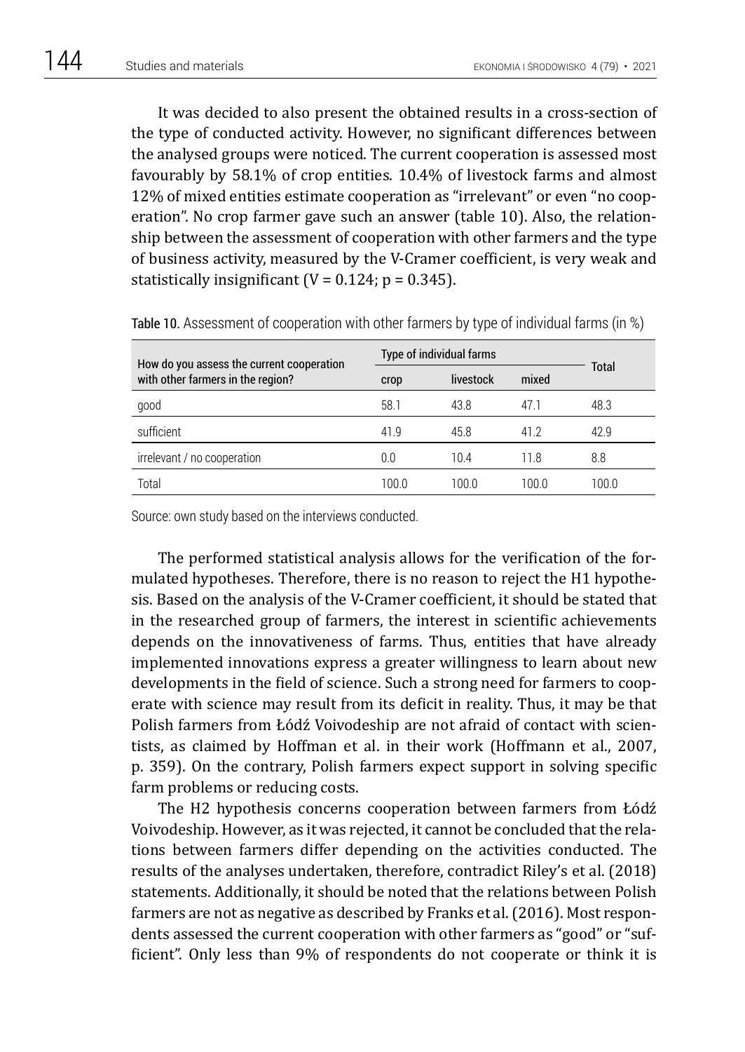It was decided to also present the obtained results in a cross-section of the type of conducted activity. However, no significant differences between the analysed groups were noticed. The current cooperation is assessed most favourably by 58.1% of crop entities. 10.4% of livestock farms and almost 12% of mixed entities estimate cooperation as "irrelevant" or even "no cooperation". No crop farmer gave such an answer (table 10). Also, the relationship between the assessment of cooperation with other farmers and the type of business activity, measured by the V-Cramer coefficient, is very weak and statistically insignificant ($V = 0.124$; $p = 0.345$).

Table 10. Assessment of cooperation with other farmers by type of individual farms (in %)

| How do you assess the current cooperation with other farmers in the region? | Type of individual farms | | | Total |
|---|---|---|---|---|
| | crop | livestock | mixed | |
| good | 58.1 | 43.8 | 47.1 | 48.3 |
| sufficient | 41.9 | 45.8 | 41.2 | 42.9 |
| irrelevant / no cooperation | 0.0 | 10.4 | 11.8 | 8.8 |
| Total | 100.0 | 100.0 | 100.0 | 100.0 |

Source: own study based on the interviews conducted.

The performed statistical analysis allows for the verification of the formulated hypotheses. Therefore, there is no reason to reject the H1 hypothesis. Based on the analysis of the V-Cramer coefficient, it should be stated that in the researched group of farmers, the interest in scientific achievements depends on the innovativeness of farms. Thus, entities that have already implemented innovations express a greater willingness to learn about new developments in the field of science. Such a strong need for farmers to cooperate with science may result from its deficit in reality. Thus, it may be that Polish farmers from Łódź Voivodeship are not afraid of contact with scientists, as claimed by Hoffman et al. in their work (Hoffmann et al., 2007, p. 359). On the contrary, Polish farmers expect support in solving specific farm problems or reducing costs.

The H2 hypothesis concerns cooperation between farmers from Łódź Voivodeship. However, as it was rejected, it cannot be concluded that the relations between farmers differ depending on the activities conducted. The results of the analyses undertaken, therefore, contradict Riley's et al. (2018) statements. Additionally, it should be noted that the relations between Polish farmers are not as negative as described by Franks et al. (2016). Most respondents assessed the current cooperation with other farmers as "good" or "sufficient". Only less than 9% of respondents do not cooperate or think it is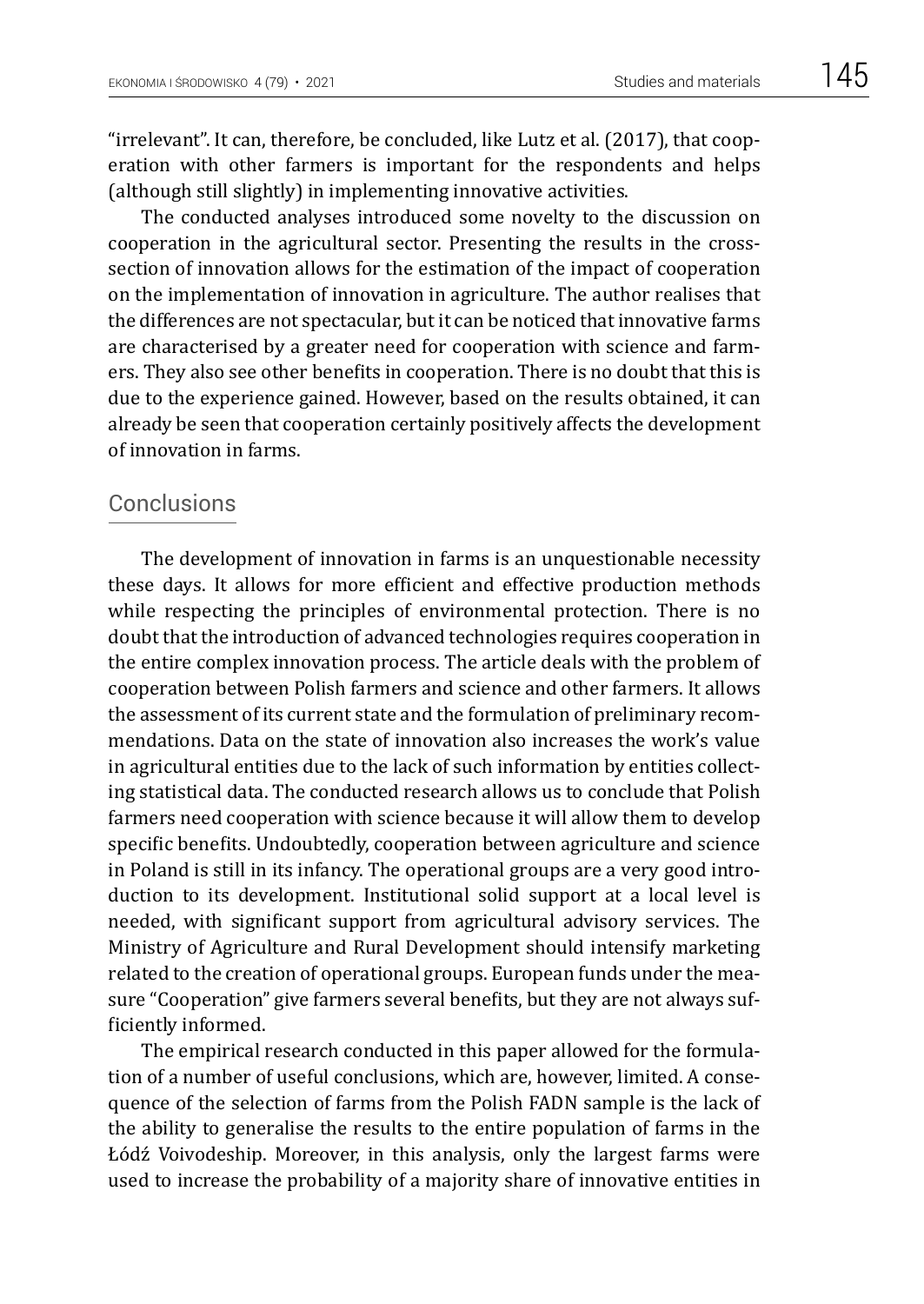"irrelevant". It can, therefore, be concluded, like Lutz et al. (2017), that cooperation with other farmers is important for the respondents and helps (although still slightly) in implementing innovative activities.

The conducted analyses introduced some novelty to the discussion on cooperation in the agricultural sector. Presenting the results in the cross-section of innovation allows for the estimation of the impact of cooperation on the implementation of innovation in agriculture. The author realises that the differences are not spectacular, but it can be noticed that innovative farms are characterised by a greater need for cooperation with science and farmers. They also see other benefits in cooperation. There is no doubt that this is due to the experience gained. However, based on the results obtained, it can already be seen that cooperation certainly positively affects the development of innovation in farms.

## Conclusions

The development of innovation in farms is an unquestionable necessity these days. It allows for more efficient and effective production methods while respecting the principles of environmental protection. There is no doubt that the introduction of advanced technologies requires cooperation in the entire complex innovation process. The article deals with the problem of cooperation between Polish farmers and science and other farmers. It allows the assessment of its current state and the formulation of preliminary recommendations. Data on the state of innovation also increases the work's value in agricultural entities due to the lack of such information by entities collecting statistical data. The conducted research allows us to conclude that Polish farmers need cooperation with science because it will allow them to develop specific benefits. Undoubtedly, cooperation between agriculture and science in Poland is still in its infancy. The operational groups are a very good introduction to its development. Institutional solid support at a local level is needed, with significant support from agricultural advisory services. The Ministry of Agriculture and Rural Development should intensify marketing related to the creation of operational groups. European funds under the measure "Cooperation" give farmers several benefits, but they are not always sufficiently informed.

The empirical research conducted in this paper allowed for the formulation of a number of useful conclusions, which are, however, limited. A consequence of the selection of farms from the Polish FADN sample is the lack of the ability to generalise the results to the entire population of farms in the Łódź Voivodeship. Moreover, in this analysis, only the largest farms were used to increase the probability of a majority share of innovative entities in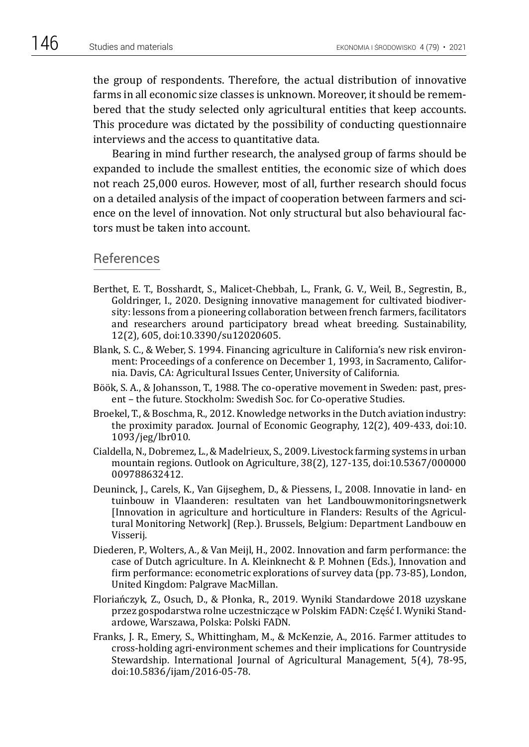the group of respondents. Therefore, the actual distribution of innovative farms in all economic size classes is unknown. Moreover, it should be remembered that the study selected only agricultural entities that keep accounts. This procedure was dictated by the possibility of conducting questionnaire interviews and the access to quantitative data.

Bearing in mind further research, the analysed group of farms should be expanded to include the smallest entities, the economic size of which does not reach 25,000 euros. However, most of all, further research should focus on a detailed analysis of the impact of cooperation between farmers and science on the level of innovation. Not only structural but also behavioural factors must be taken into account.

## References

Berthet, E. T., Bosshardt, S., Malicet-Chebbah, L., Frank, G. V., Weil, B., Segrestin, B., Goldringer, I., 2020. Designing innovative management for cultivated biodiversity: lessons from a pioneering collaboration between french farmers, facilitators and researchers around participatory bread wheat breeding. Sustainability, 12(2), 605, doi:10.3390/su12020605.

Blank, S. C., & Weber, S. 1994. Financing agriculture in California's new risk environment: Proceedings of a conference on December 1, 1993, in Sacramento, California. Davis, CA: Agricultural Issues Center, University of California.

Böök, S. A., & Johansson, T., 1988. The co-operative movement in Sweden: past, present – the future. Stockholm: Swedish Soc. for Co-operative Studies.

Broekel, T., & Boschma, R., 2012. Knowledge networks in the Dutch aviation industry: the proximity paradox. Journal of Economic Geography, 12(2), 409-433, doi:10.1093/jeg/lbr010.

Cialdella, N., Dobremez, L., & Madelrieux, S., 2009. Livestock farming systems in urban mountain regions. Outlook on Agriculture, 38(2), 127-135, doi:10.5367/000000009788632412.

Deuninck, J., Carels, K., Van Gijseghem, D., & Piessens, I., 2008. Innovatie in land- en tuinbouw in Vlaanderen: resultaten van het Landbouwmonitoringsnetwerk [Innovation in agriculture and horticulture in Flanders: Results of the Agricultural Monitoring Network] (Rep.). Brussels, Belgium: Department Landbouw en Visserij.

Diederen, P., Wolters, A., & Van Meijl, H., 2002. Innovation and farm performance: the case of Dutch agriculture. In A. Kleinknecht & P. Mohnen (Eds.), Innovation and firm performance: econometric explorations of survey data (pp. 73-85), London, United Kingdom: Palgrave MacMillan.

Floriańczyk, Z., Osuch, D., & Płonka, R., 2019. Wyniki Standardowe 2018 uzyskane przez gospodarstwa rolne uczestniczące w Polskim FADN: Część I. Wyniki Standardowe, Warszawa, Polska: Polski FADN.

Franks, J. R., Emery, S., Whittingham, M., & McKenzie, A., 2016. Farmer attitudes to cross-holding agri-environment schemes and their implications for Countryside Stewardship. International Journal of Agricultural Management, 5(4), 78-95, doi:10.5836/ijam/2016-05-78.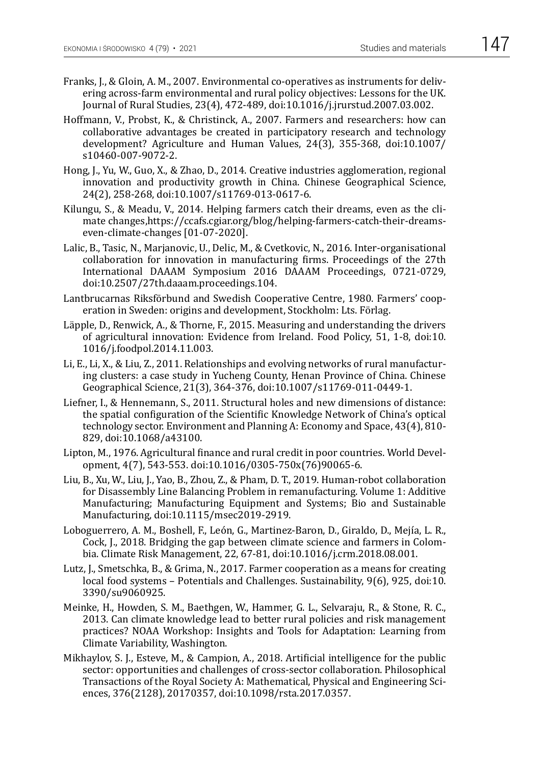Franks, J., & Gloin, A. M., 2007. Environmental co-operatives as instruments for delivering across-farm environmental and rural policy objectives: Lessons for the UK. Journal of Rural Studies, 23(4), 472-489, doi:10.1016/j.jrurstud.2007.03.002.

Hoffmann, V., Probst, K., & Christinck, A., 2007. Farmers and researchers: how can collaborative advantages be created in participatory research and technology development? Agriculture and Human Values, 24(3), 355-368, doi:10.1007/s10460-007-9072-2.

Hong, J., Yu, W., Guo, X., & Zhao, D., 2014. Creative industries agglomeration, regional innovation and productivity growth in China. Chinese Geographical Science, 24(2), 258-268, doi:10.1007/s11769-013-0617-6.

Kilungu, S., & Meadu, V., 2014. Helping farmers catch their dreams, even as the climate changes,https://ccafs.cgiar.org/blog/helping-farmers-catch-their-dreams-even-climate-changes [01-07-2020].

Lalic, B., Tasic, N., Marjanovic, U., Delic, M., & Cvetkovic, N., 2016. Inter-organisational collaboration for innovation in manufacturing firms. Proceedings of the 27th International DAAAM Symposium 2016 DAAAM Proceedings, 0721-0729, doi:10.2507/27th.daaam.proceedings.104.

Lantbrucarnas Riksförbund and Swedish Cooperative Centre, 1980. Farmers' cooperation in Sweden: origins and development, Stockholm: Lts. Förlag.

Läpple, D., Renwick, A., & Thorne, F., 2015. Measuring and understanding the drivers of agricultural innovation: Evidence from Ireland. Food Policy, 51, 1-8, doi:10.1016/j.foodpol.2014.11.003.

Li, E., Li, X., & Liu, Z., 2011. Relationships and evolving networks of rural manufacturing clusters: a case study in Yucheng County, Henan Province of China. Chinese Geographical Science, 21(3), 364-376, doi:10.1007/s11769-011-0449-1.

Liefner, I., & Hennemann, S., 2011. Structural holes and new dimensions of distance: the spatial configuration of the Scientific Knowledge Network of China's optical technology sector. Environment and Planning A: Economy and Space, 43(4), 810-829, doi:10.1068/a43100.

Lipton, M., 1976. Agricultural finance and rural credit in poor countries. World Development, 4(7), 543-553. doi:10.1016/0305-750x(76)90065-6.

Liu, B., Xu, W., Liu, J., Yao, B., Zhou, Z., & Pham, D. T., 2019. Human-robot collaboration for Disassembly Line Balancing Problem in remanufacturing. Volume 1: Additive Manufacturing; Manufacturing Equipment and Systems; Bio and Sustainable Manufacturing, doi:10.1115/msec2019-2919.

Loboguerrero, A. M., Boshell, F., León, G., Martinez-Baron, D., Giraldo, D., Mejía, L. R., Cock, J., 2018. Bridging the gap between climate science and farmers in Colombia. Climate Risk Management, 22, 67-81, doi:10.1016/j.crm.2018.08.001.

Lutz, J., Smetschka, B., & Grima, N., 2017. Farmer cooperation as a means for creating local food systems – Potentials and Challenges. Sustainability, 9(6), 925, doi:10.3390/su9060925.

Meinke, H., Howden, S. M., Baethgen, W., Hammer, G. L., Selvaraju, R., & Stone, R. C., 2013. Can climate knowledge lead to better rural policies and risk management practices? NOAA Workshop: Insights and Tools for Adaptation: Learning from Climate Variability, Washington.

Mikhaylov, S. J., Esteve, M., & Campion, A., 2018. Artificial intelligence for the public sector: opportunities and challenges of cross-sector collaboration. Philosophical Transactions of the Royal Society A: Mathematical, Physical and Engineering Sciences, 376(2128), 20170357, doi:10.1098/rsta.2017.0357.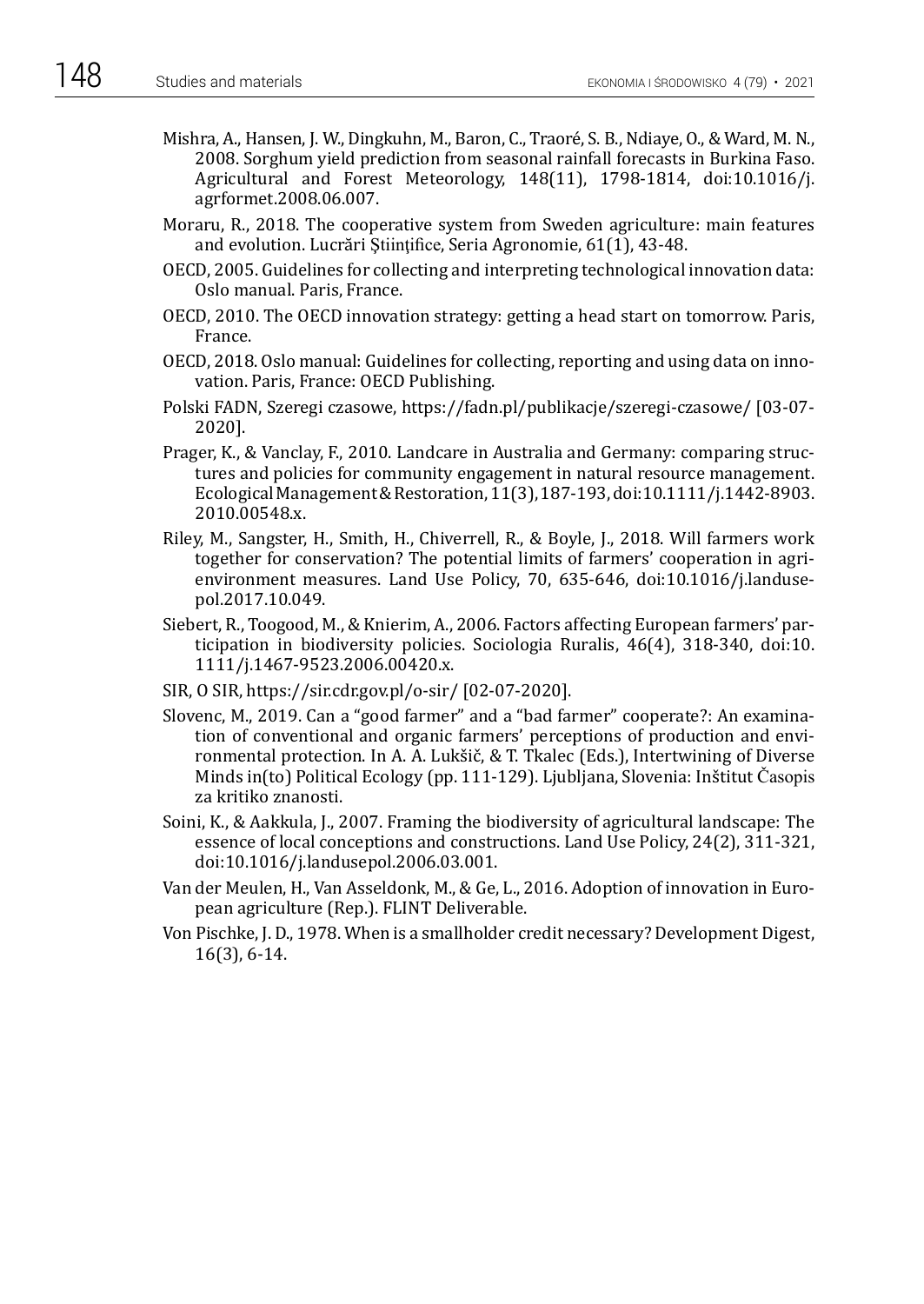Mishra, A., Hansen, J. W., Dingkuhn, M., Baron, C., Traoré, S. B., Ndiaye, O., & Ward, M. N., 2008. Sorghum yield prediction from seasonal rainfall forecasts in Burkina Faso. Agricultural and Forest Meteorology, 148(11), 1798-1814, doi:10.1016/j.agrformet.2008.06.007.

Moraru, R., 2018. The cooperative system from Sweden agriculture: main features and evolution. Lucrări Ştiinţifice, Seria Agronomie, 61(1), 43-48.

OECD, 2005. Guidelines for collecting and interpreting technological innovation data: Oslo manual. Paris, France.

OECD, 2010. The OECD innovation strategy: getting a head start on tomorrow. Paris, France.

OECD, 2018. Oslo manual: Guidelines for collecting, reporting and using data on innovation. Paris, France: OECD Publishing.

Polski FADN, Szeregi czasowe, https://fadn.pl/publikacje/szeregi-czasowe/ [03-07-2020].

Prager, K., & Vanclay, F., 2010. Landcare in Australia and Germany: comparing structures and policies for community engagement in natural resource management. Ecological Management & Restoration, 11(3), 187-193, doi:10.1111/j.1442-8903.2010.00548.x.

Riley, M., Sangster, H., Smith, H., Chiverrell, R., & Boyle, J., 2018. Will farmers work together for conservation? The potential limits of farmers' cooperation in agri-environment measures. Land Use Policy, 70, 635-646, doi:10.1016/j.landusepol.2017.10.049.

Siebert, R., Toogood, M., & Knierim, A., 2006. Factors affecting European farmers' participation in biodiversity policies. Sociologia Ruralis, 46(4), 318-340, doi:10.1111/j.1467-9523.2006.00420.x.

SIR, O SIR, https://sir.cdr.gov.pl/o-sir/ [02-07-2020].

Slovenc, M., 2019. Can a "good farmer" and a "bad farmer" cooperate?: An examination of conventional and organic farmers' perceptions of production and environmental protection. In A. A. Lukšič, & T. Tkalec (Eds.), Intertwining of Diverse Minds in(to) Political Ecology (pp. 111-129). Ljubljana, Slovenia: Inštitut Časopis za kritiko znanosti.

Soini, K., & Aakkula, J., 2007. Framing the biodiversity of agricultural landscape: The essence of local conceptions and constructions. Land Use Policy, 24(2), 311-321, doi:10.1016/j.landusepol.2006.03.001.

Van der Meulen, H., Van Asseldonk, M., & Ge, L., 2016. Adoption of innovation in European agriculture (Rep.). FLINT Deliverable.

Von Pischke, J. D., 1978. When is a smallholder credit necessary? Development Digest, 16(3), 6-14.